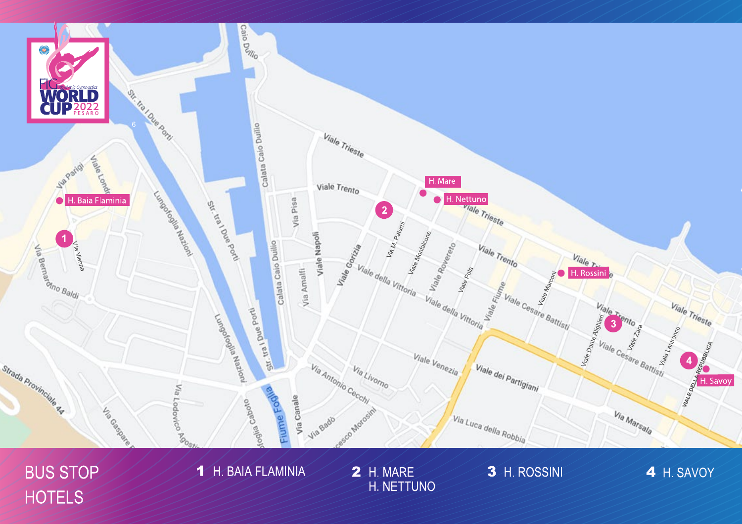FIG Rhythmic Gymnastics WORLD CUP 2022 PESARO

# BUS STOP HOTELS

**1** H. BAIA FLAMINIA

**2** H. MARE
H. NETTUNO

**3** H. ROSSINI

**4** H. SAVOY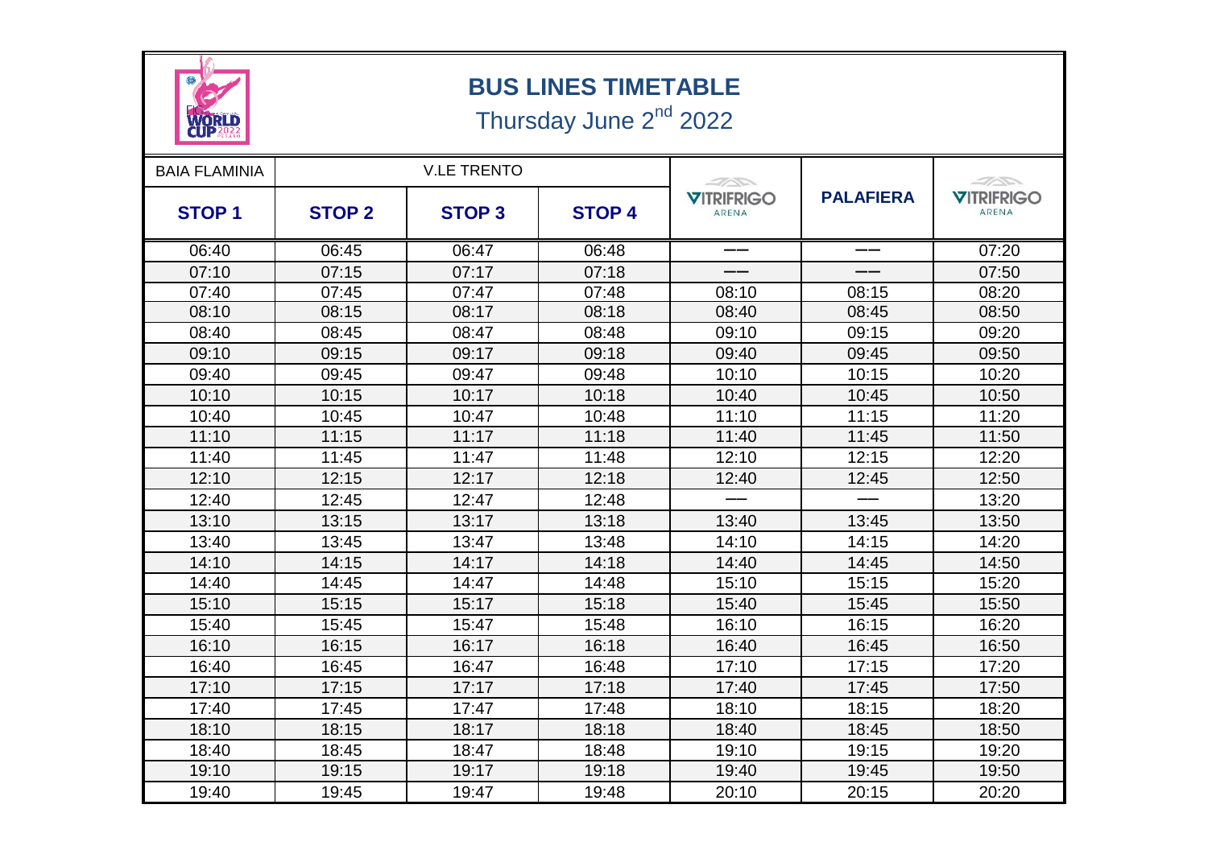# BUS LINES TIMETABLE

## Thursday June 2nd 2022

| BAIA FLAMINIA | V.LE TRENTO | | | | | |
|---|---|---|---|---|---|---|
| **STOP 1** | **STOP 2** | **STOP 3** | **STOP 4** | **VITRIFRIGO ARENA** | **PALAFIERA** | **VITRIFRIGO ARENA** |
| 06:40 | 06:45 | 06:47 | 06:48 | —— | —— | 07:20 |
| 07:10 | 07:15 | 07:17 | 07:18 | —— | —— | 07:50 |
| 07:40 | 07:45 | 07:47 | 07:48 | 08:10 | 08:15 | 08:20 |
| 08:10 | 08:15 | 08:17 | 08:18 | 08:40 | 08:45 | 08:50 |
| 08:40 | 08:45 | 08:47 | 08:48 | 09:10 | 09:15 | 09:20 |
| 09:10 | 09:15 | 09:17 | 09:18 | 09:40 | 09:45 | 09:50 |
| 09:40 | 09:45 | 09:47 | 09:48 | 10:10 | 10:15 | 10:20 |
| 10:10 | 10:15 | 10:17 | 10:18 | 10:40 | 10:45 | 10:50 |
| 10:40 | 10:45 | 10:47 | 10:48 | 11:10 | 11:15 | 11:20 |
| 11:10 | 11:15 | 11:17 | 11:18 | 11:40 | 11:45 | 11:50 |
| 11:40 | 11:45 | 11:47 | 11:48 | 12:10 | 12:15 | 12:20 |
| 12:10 | 12:15 | 12:17 | 12:18 | 12:40 | 12:45 | 12:50 |
| 12:40 | 12:45 | 12:47 | 12:48 | —— | —— | 13:20 |
| 13:10 | 13:15 | 13:17 | 13:18 | 13:40 | 13:45 | 13:50 |
| 13:40 | 13:45 | 13:47 | 13:48 | 14:10 | 14:15 | 14:20 |
| 14:10 | 14:15 | 14:17 | 14:18 | 14:40 | 14:45 | 14:50 |
| 14:40 | 14:45 | 14:47 | 14:48 | 15:10 | 15:15 | 15:20 |
| 15:10 | 15:15 | 15:17 | 15:18 | 15:40 | 15:45 | 15:50 |
| 15:40 | 15:45 | 15:47 | 15:48 | 16:10 | 16:15 | 16:20 |
| 16:10 | 16:15 | 16:17 | 16:18 | 16:40 | 16:45 | 16:50 |
| 16:40 | 16:45 | 16:47 | 16:48 | 17:10 | 17:15 | 17:20 |
| 17:10 | 17:15 | 17:17 | 17:18 | 17:40 | 17:45 | 17:50 |
| 17:40 | 17:45 | 17:47 | 17:48 | 18:10 | 18:15 | 18:20 |
| 18:10 | 18:15 | 18:17 | 18:18 | 18:40 | 18:45 | 18:50 |
| 18:40 | 18:45 | 18:47 | 18:48 | 19:10 | 19:15 | 19:20 |
| 19:10 | 19:15 | 19:17 | 19:18 | 19:40 | 19:45 | 19:50 |
| 19:40 | 19:45 | 19:47 | 19:48 | 20:10 | 20:15 | 20:20 |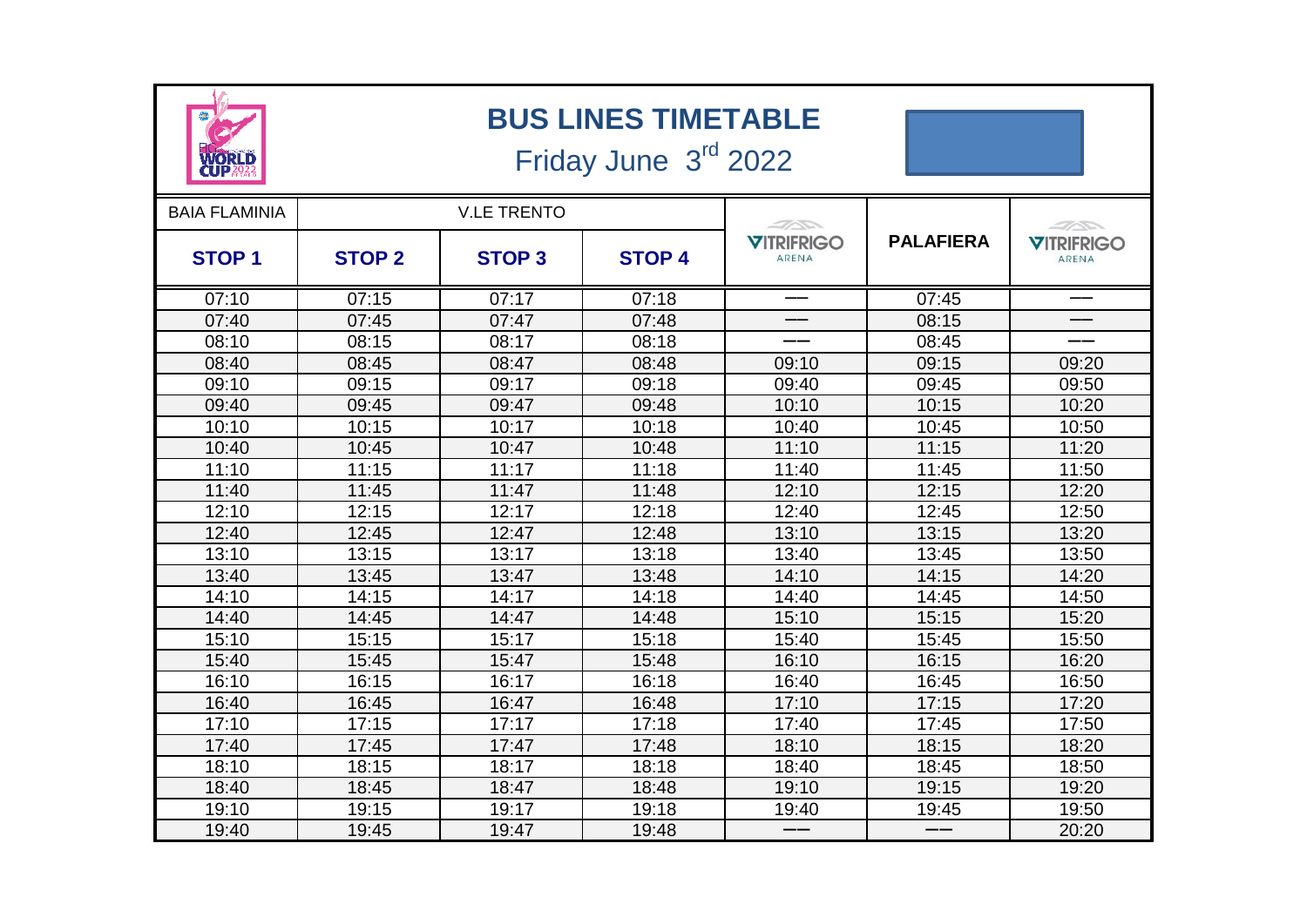# BUS LINES TIMETABLE

## Friday June 3rd 2022

| BAIA FLAMINIA | V.LE TRENTO | | | VITRIFRIGO ARENA | PALAFIERA | VITRIFRIGO ARENA |
|---|---|---|---|---|---|---|
| STOP 1 | STOP 2 | STOP 3 | STOP 4 | | | |
| 07:10 | 07:15 | 07:17 | 07:18 | —— | 07:45 | —— |
| 07:40 | 07:45 | 07:47 | 07:48 | —— | 08:15 | —— |
| 08:10 | 08:15 | 08:17 | 08:18 | —— | 08:45 | —— |
| 08:40 | 08:45 | 08:47 | 08:48 | 09:10 | 09:15 | 09:20 |
| 09:10 | 09:15 | 09:17 | 09:18 | 09:40 | 09:45 | 09:50 |
| 09:40 | 09:45 | 09:47 | 09:48 | 10:10 | 10:15 | 10:20 |
| 10:10 | 10:15 | 10:17 | 10:18 | 10:40 | 10:45 | 10:50 |
| 10:40 | 10:45 | 10:47 | 10:48 | 11:10 | 11:15 | 11:20 |
| 11:10 | 11:15 | 11:17 | 11:18 | 11:40 | 11:45 | 11:50 |
| 11:40 | 11:45 | 11:47 | 11:48 | 12:10 | 12:15 | 12:20 |
| 12:10 | 12:15 | 12:17 | 12:18 | 12:40 | 12:45 | 12:50 |
| 12:40 | 12:45 | 12:47 | 12:48 | 13:10 | 13:15 | 13:20 |
| 13:10 | 13:15 | 13:17 | 13:18 | 13:40 | 13:45 | 13:50 |
| 13:40 | 13:45 | 13:47 | 13:48 | 14:10 | 14:15 | 14:20 |
| 14:10 | 14:15 | 14:17 | 14:18 | 14:40 | 14:45 | 14:50 |
| 14:40 | 14:45 | 14:47 | 14:48 | 15:10 | 15:15 | 15:20 |
| 15:10 | 15:15 | 15:17 | 15:18 | 15:40 | 15:45 | 15:50 |
| 15:40 | 15:45 | 15:47 | 15:48 | 16:10 | 16:15 | 16:20 |
| 16:10 | 16:15 | 16:17 | 16:18 | 16:40 | 16:45 | 16:50 |
| 16:40 | 16:45 | 16:47 | 16:48 | 17:10 | 17:15 | 17:20 |
| 17:10 | 17:15 | 17:17 | 17:18 | 17:40 | 17:45 | 17:50 |
| 17:40 | 17:45 | 17:47 | 17:48 | 18:10 | 18:15 | 18:20 |
| 18:10 | 18:15 | 18:17 | 18:18 | 18:40 | 18:45 | 18:50 |
| 18:40 | 18:45 | 18:47 | 18:48 | 19:10 | 19:15 | 19:20 |
| 19:10 | 19:15 | 19:17 | 19:18 | 19:40 | 19:45 | 19:50 |
| 19:40 | 19:45 | 19:47 | 19:48 | —— | —— | 20:20 |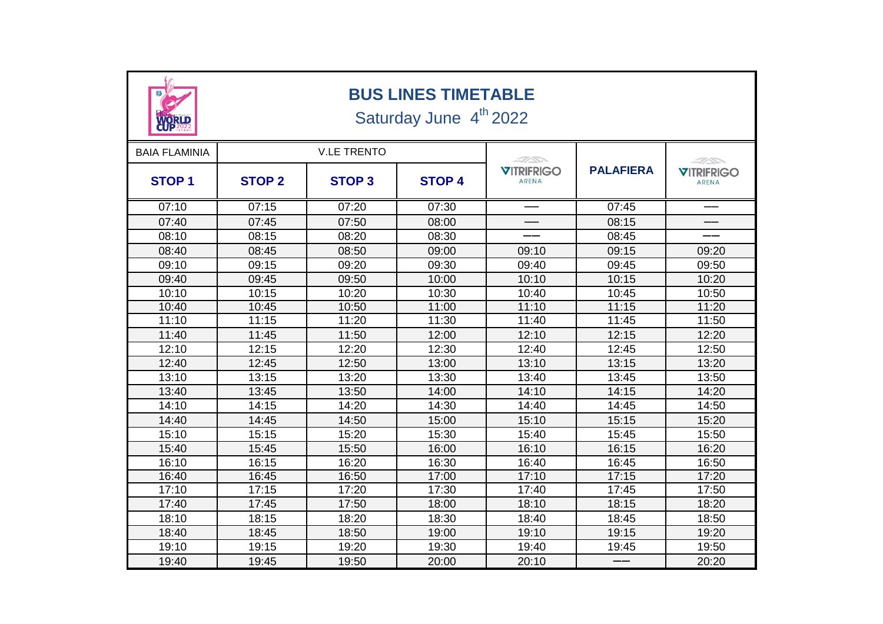# BUS LINES TIMETABLE

Saturday June 4th 2022

| BAIA FLAMINIA | V.LE TRENTO | | | | | |
|---|---|---|---|---|---|---|
| STOP 1 | STOP 2 | STOP 3 | STOP 4 | VITRIFRIGO ARENA | PALAFIERA | VITRIFRIGO ARENA |
| 07:10 | 07:15 | 07:20 | 07:30 | — | 07:45 | — |
| 07:40 | 07:45 | 07:50 | 08:00 | — | 08:15 | — |
| 08:10 | 08:15 | 08:20 | 08:30 | — | 08:45 | — |
| 08:40 | 08:45 | 08:50 | 09:00 | 09:10 | 09:15 | 09:20 |
| 09:10 | 09:15 | 09:20 | 09:30 | 09:40 | 09:45 | 09:50 |
| 09:40 | 09:45 | 09:50 | 10:00 | 10:10 | 10:15 | 10:20 |
| 10:10 | 10:15 | 10:20 | 10:30 | 10:40 | 10:45 | 10:50 |
| 10:40 | 10:45 | 10:50 | 11:00 | 11:10 | 11:15 | 11:20 |
| 11:10 | 11:15 | 11:20 | 11:30 | 11:40 | 11:45 | 11:50 |
| 11:40 | 11:45 | 11:50 | 12:00 | 12:10 | 12:15 | 12:20 |
| 12:10 | 12:15 | 12:20 | 12:30 | 12:40 | 12:45 | 12:50 |
| 12:40 | 12:45 | 12:50 | 13:00 | 13:10 | 13:15 | 13:20 |
| 13:10 | 13:15 | 13:20 | 13:30 | 13:40 | 13:45 | 13:50 |
| 13:40 | 13:45 | 13:50 | 14:00 | 14:10 | 14:15 | 14:20 |
| 14:10 | 14:15 | 14:20 | 14:30 | 14:40 | 14:45 | 14:50 |
| 14:40 | 14:45 | 14:50 | 15:00 | 15:10 | 15:15 | 15:20 |
| 15:10 | 15:15 | 15:20 | 15:30 | 15:40 | 15:45 | 15:50 |
| 15:40 | 15:45 | 15:50 | 16:00 | 16:10 | 16:15 | 16:20 |
| 16:10 | 16:15 | 16:20 | 16:30 | 16:40 | 16:45 | 16:50 |
| 16:40 | 16:45 | 16:50 | 17:00 | 17:10 | 17:15 | 17:20 |
| 17:10 | 17:15 | 17:20 | 17:30 | 17:40 | 17:45 | 17:50 |
| 17:40 | 17:45 | 17:50 | 18:00 | 18:10 | 18:15 | 18:20 |
| 18:10 | 18:15 | 18:20 | 18:30 | 18:40 | 18:45 | 18:50 |
| 18:40 | 18:45 | 18:50 | 19:00 | 19:10 | 19:15 | 19:20 |
| 19:10 | 19:15 | 19:20 | 19:30 | 19:40 | 19:45 | 19:50 |
| 19:40 | 19:45 | 19:50 | 20:00 | 20:10 | — | 20:20 |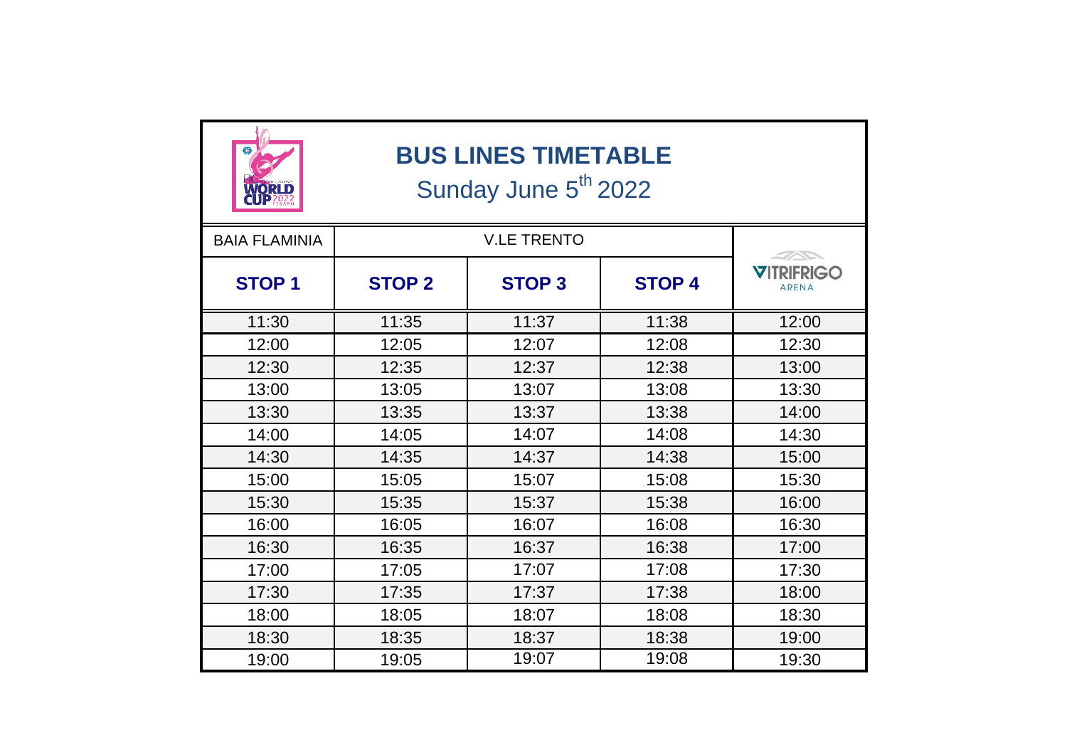# BUS LINES TIMETABLE

Sunday June 5th 2022

| BAIA FLAMINIA | V.LE TRENTO | | | |
|---|---|---|---|---|
| STOP 1 | STOP 2 | STOP 3 | STOP 4 | VITRIFRIGO ARENA |
| 11:30 | 11:35 | 11:37 | 11:38 | 12:00 |
| 12:00 | 12:05 | 12:07 | 12:08 | 12:30 |
| 12:30 | 12:35 | 12:37 | 12:38 | 13:00 |
| 13:00 | 13:05 | 13:07 | 13:08 | 13:30 |
| 13:30 | 13:35 | 13:37 | 13:38 | 14:00 |
| 14:00 | 14:05 | 14:07 | 14:08 | 14:30 |
| 14:30 | 14:35 | 14:37 | 14:38 | 15:00 |
| 15:00 | 15:05 | 15:07 | 15:08 | 15:30 |
| 15:30 | 15:35 | 15:37 | 15:38 | 16:00 |
| 16:00 | 16:05 | 16:07 | 16:08 | 16:30 |
| 16:30 | 16:35 | 16:37 | 16:38 | 17:00 |
| 17:00 | 17:05 | 17:07 | 17:08 | 17:30 |
| 17:30 | 17:35 | 17:37 | 17:38 | 18:00 |
| 18:00 | 18:05 | 18:07 | 18:08 | 18:30 |
| 18:30 | 18:35 | 18:37 | 18:38 | 19:00 |
| 19:00 | 19:05 | 19:07 | 19:08 | 19:30 |